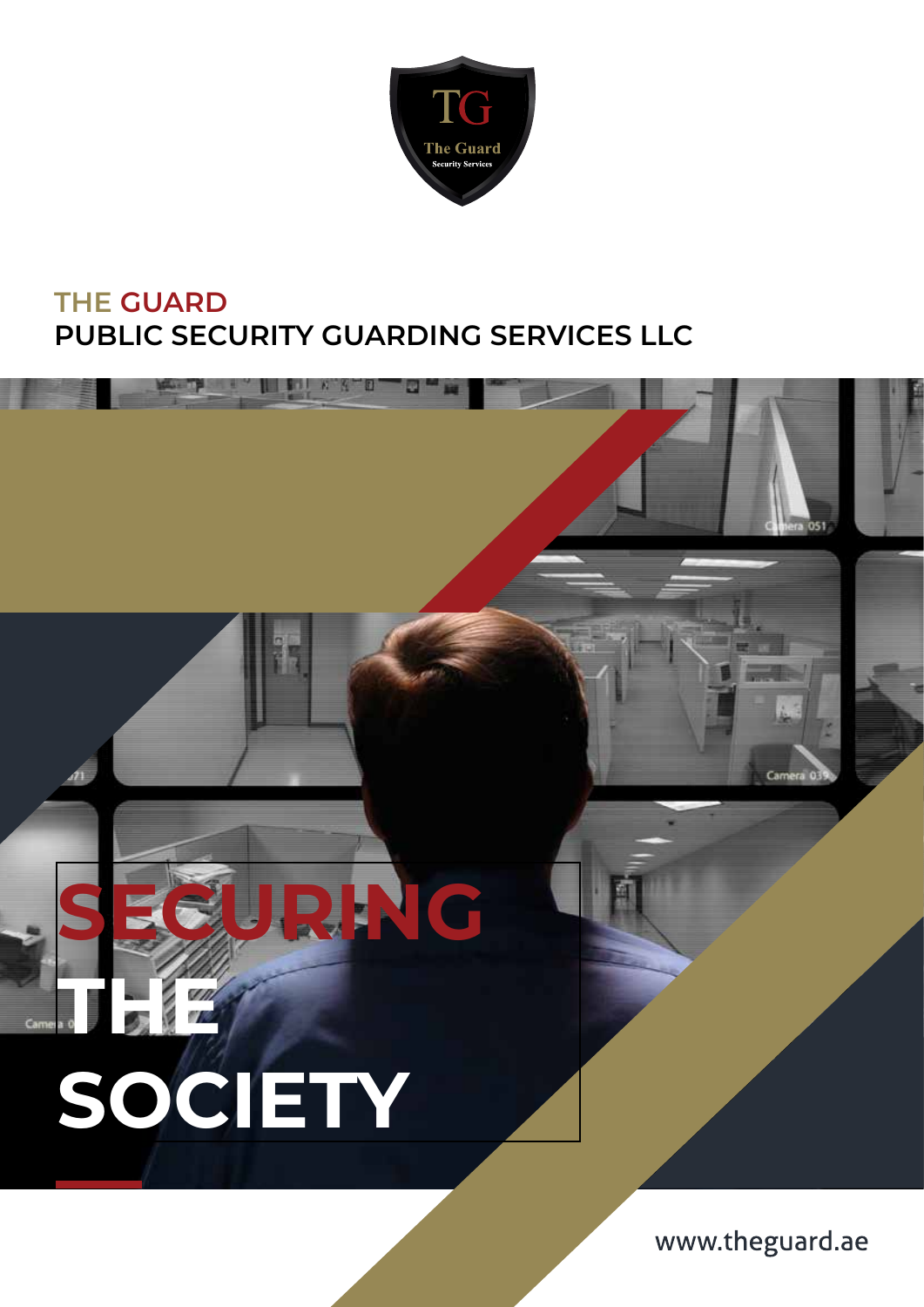TG

The Guard

Security Services

# THE GUARD
## PUBLIC SECURITY GUARDING SERVICES LLC

# SECURING THE SOCIETY

www.theguard.ae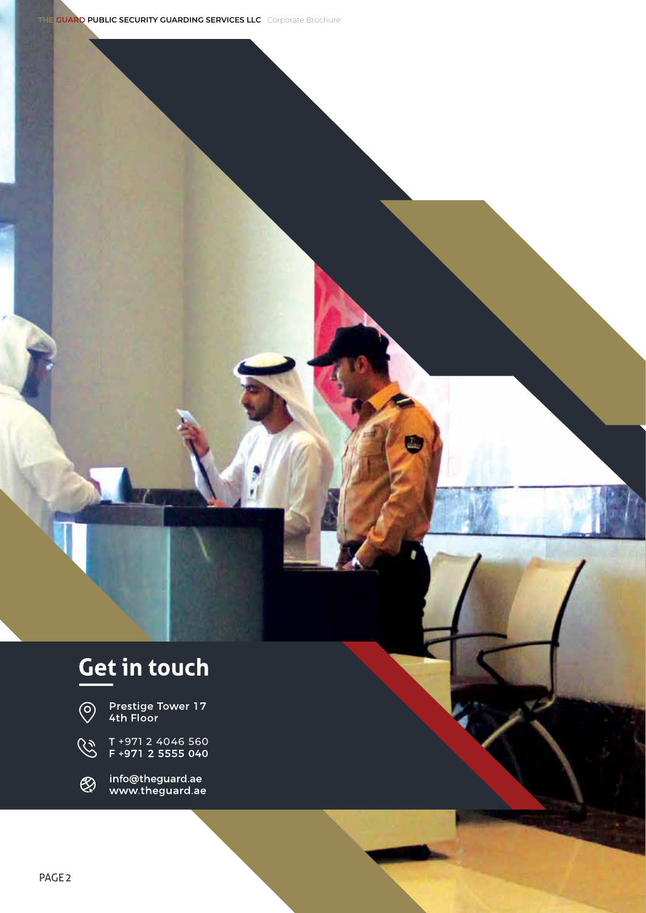## Get in touch

Prestige Tower 17
4th Floor

T +971 2 4046 560
F +971 2 5555 040

info@theguard.ae
www.theguard.ae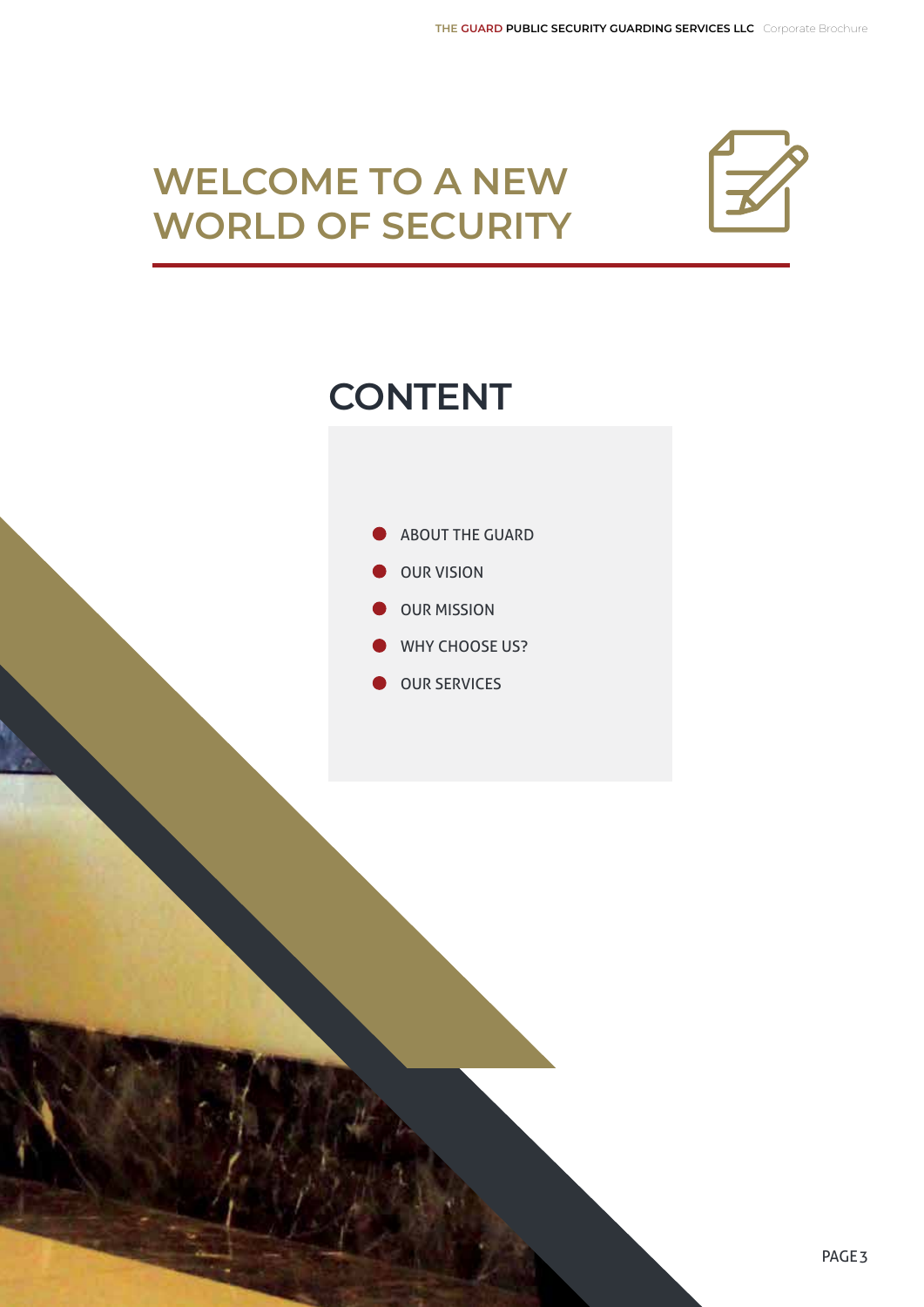# WELCOME TO A NEW WORLD OF SECURITY

## CONTENT

- ABOUT THE GUARD
- OUR VISION
- OUR MISSION
- WHY CHOOSE US?
- OUR SERVICES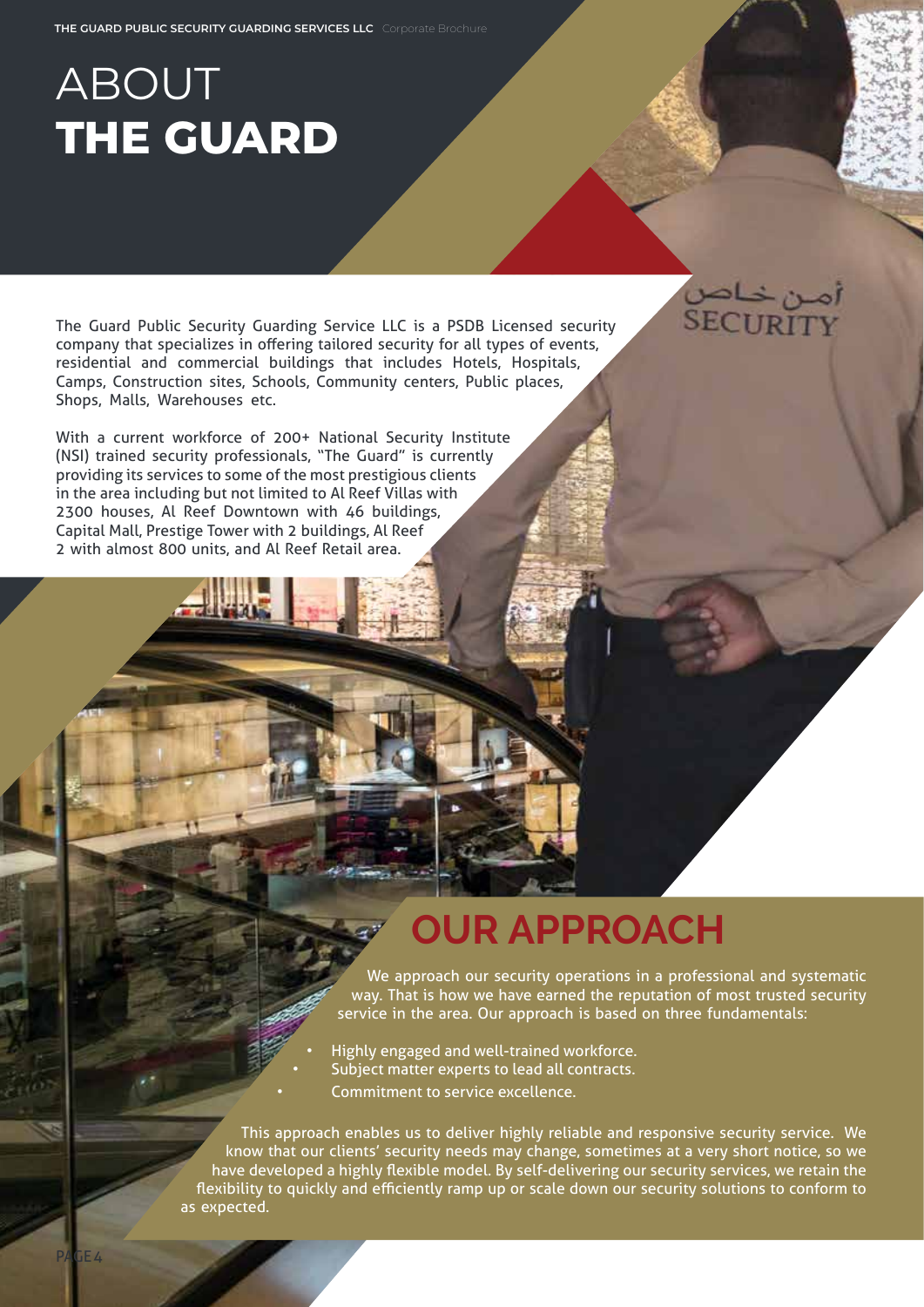# ABOUT **THE GUARD**

The Guard Public Security Guarding Service LLC is a PSDB Licensed security company that specializes in offering tailored security for all types of events, residential and commercial buildings that includes Hotels, Hospitals, Camps, Construction sites, Schools, Community centers, Public places, Shops, Malls, Warehouses etc.

With a current workforce of 200+ National Security Institute (NSI) trained security professionals, "The Guard" is currently providing its services to some of the most prestigious clients in the area including but not limited to Al Reef Villas with 2300 houses, Al Reef Downtown with 46 buildings, Capital Mall, Prestige Tower with 2 buildings, Al Reef 2 with almost 800 units, and Al Reef Retail area.

## OUR APPROACH

We approach our security operations in a professional and systematic way. That is how we have earned the reputation of most trusted security service in the area. Our approach is based on three fundamentals:

- Highly engaged and well-trained workforce.
- Subject matter experts to lead all contracts.
- Commitment to service excellence.

This approach enables us to deliver highly reliable and responsive security service. We know that our clients' security needs may change, sometimes at a very short notice, so we have developed a highly flexible model. By self-delivering our security services, we retain the flexibility to quickly and efficiently ramp up or scale down our security solutions to conform to as expected.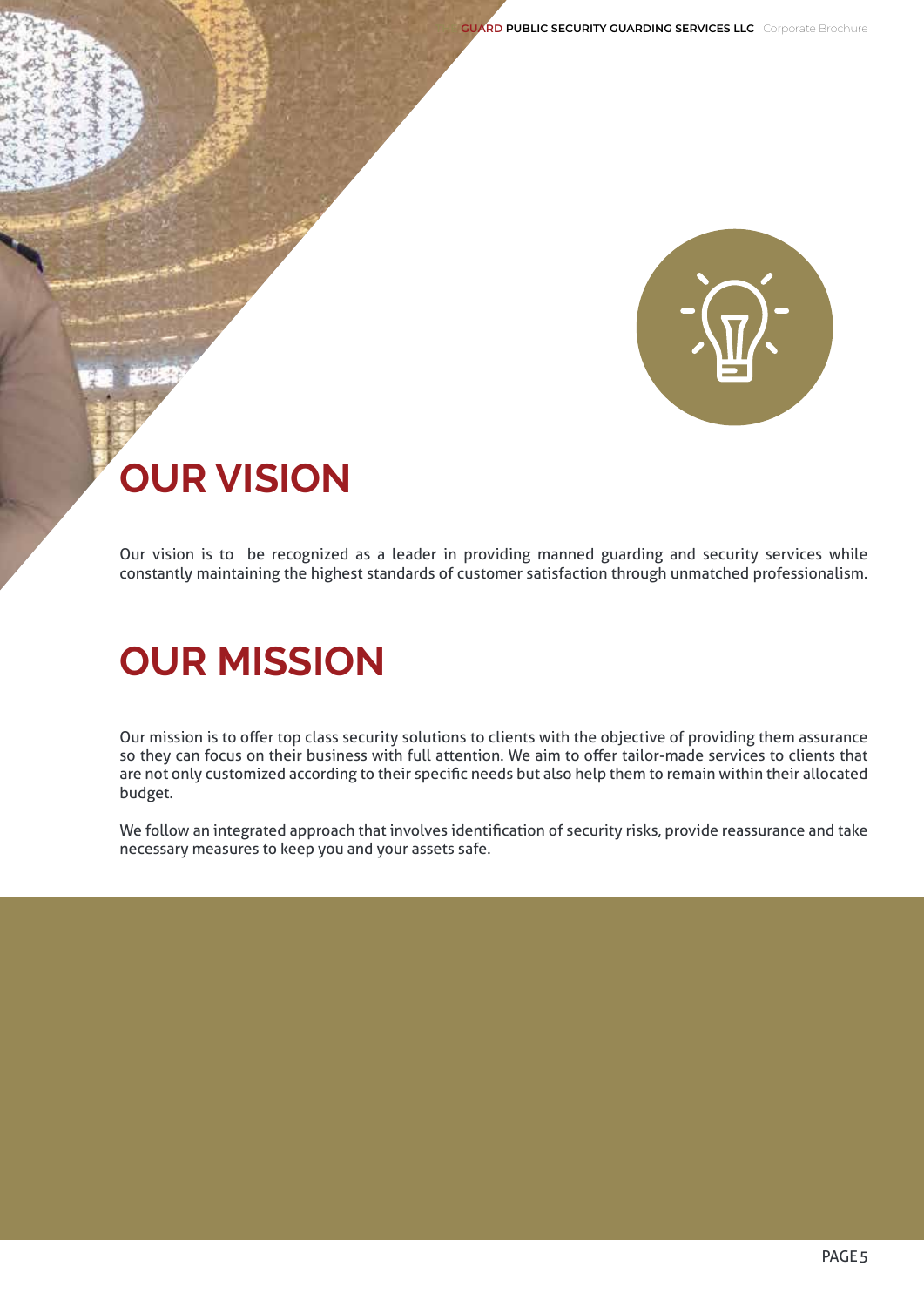# OUR VISION

Our vision is to be recognized as a leader in providing manned guarding and security services while constantly maintaining the highest standards of customer satisfaction through unmatched professionalism.

# OUR MISSION

Our mission is to offer top class security solutions to clients with the objective of providing them assurance so they can focus on their business with full attention. We aim to offer tailor-made services to clients that are not only customized according to their specific needs but also help them to remain within their allocated budget.

We follow an integrated approach that involves identification of security risks, provide reassurance and take necessary measures to keep you and your assets safe.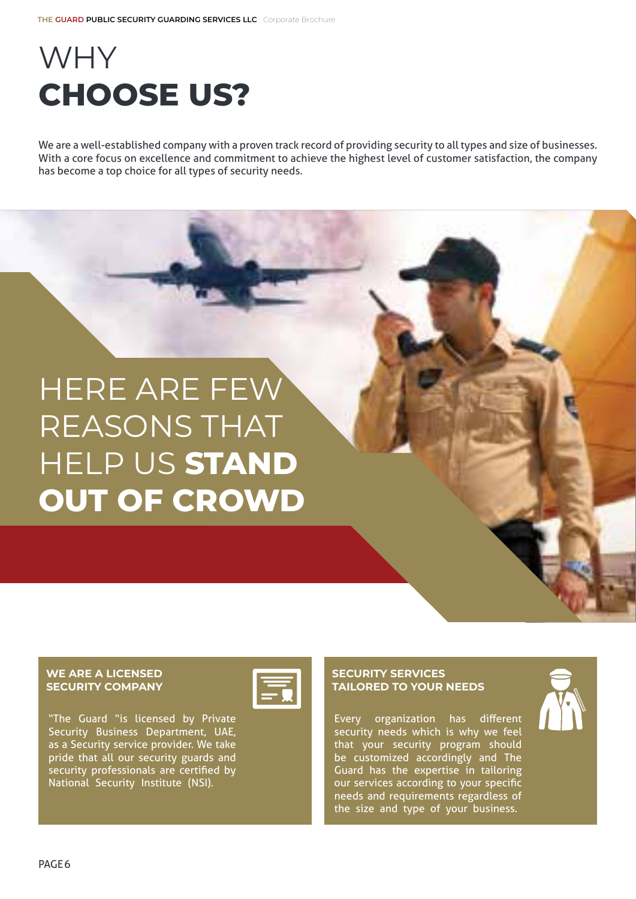# WHY **CHOOSE US?**

We are a well-established company with a proven track record of providing security to all types and size of businesses. With a core focus on excellence and commitment to achieve the highest level of customer satisfaction, the company has become a top choice for all types of security needs.

## HERE ARE FEW REASONS THAT HELP US **STAND OUT OF CROWD**

### WE ARE A LICENSED SECURITY COMPANY

"The Guard "is licensed by Private Security Business Department, UAE, as a Security service provider. We take pride that all our security guards and security professionals are certified by National Security Institute (NSI).

### SECURITY SERVICES TAILORED TO YOUR NEEDS

Every organization has different security needs which is why we feel that your security program should be customized accordingly and The Guard has the expertise in tailoring our services according to your specific needs and requirements regardless of the size and type of your business.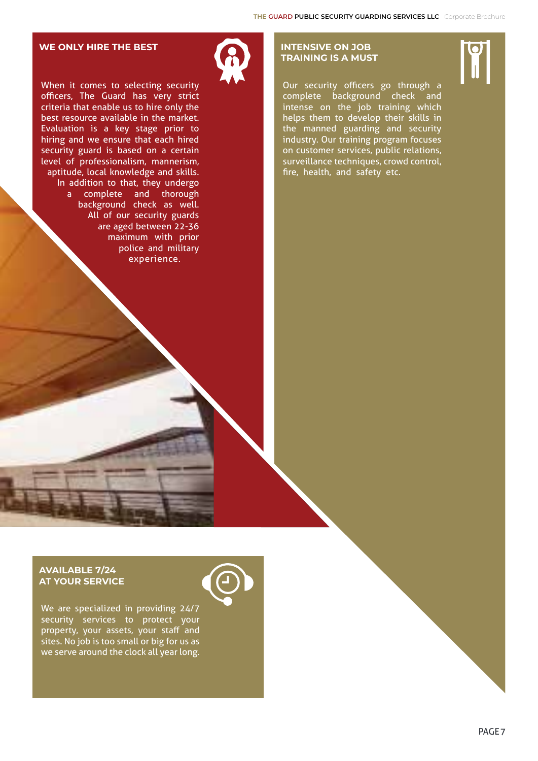## WE ONLY HIRE THE BEST

When it comes to selecting security officers, The Guard has very strict criteria that enable us to hire only the best resource available in the market. Evaluation is a key stage prior to hiring and we ensure that each hired security guard is based on a certain level of professionalism, mannerism, aptitude, local knowledge and skills. In addition to that, they undergo a complete and thorough background check as well. All of our security guards are aged between 22-36 maximum with prior police and military experience.

## INTENSIVE ON JOB TRAINING IS A MUST

Our security officers go through a complete background check and intense on the job training which helps them to develop their skills in the manned guarding and security industry. Our training program focuses on customer services, public relations, surveillance techniques, crowd control, fire, health, and safety etc.

## AVAILABLE 7/24 AT YOUR SERVICE

We are specialized in providing 24/7 security services to protect your property, your assets, your staff and sites. No job is too small or big for us as we serve around the clock all year long.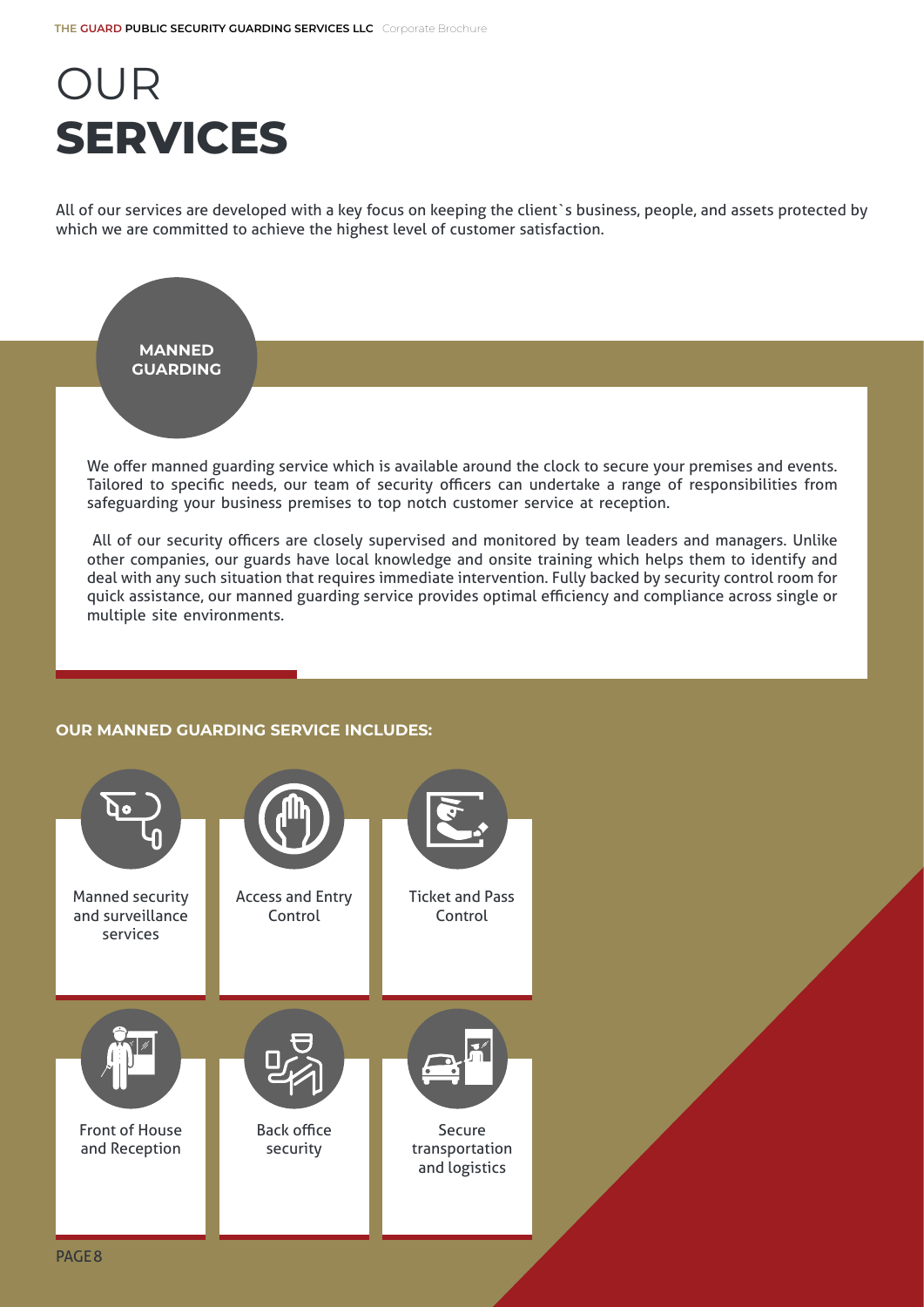# OUR **SERVICES**

All of our services are developed with a key focus on keeping the client`s business, people, and assets protected by which we are committed to achieve the highest level of customer satisfaction.

## MANNED GUARDING

We offer manned guarding service which is available around the clock to secure your premises and events. Tailored to specific needs, our team of security officers can undertake a range of responsibilities from safeguarding your business premises to top notch customer service at reception.

All of our security officers are closely supervised and monitored by team leaders and managers. Unlike other companies, our guards have local knowledge and onsite training which helps them to identify and deal with any such situation that requires immediate intervention. Fully backed by security control room for quick assistance, our manned guarding service provides optimal efficiency and compliance across single or multiple site environments.

### OUR MANNED GUARDING SERVICE INCLUDES:

- Manned security and surveillance services
- Access and Entry Control
- Ticket and Pass Control
- Front of House and Reception
- Back office security
- Secure transportation and logistics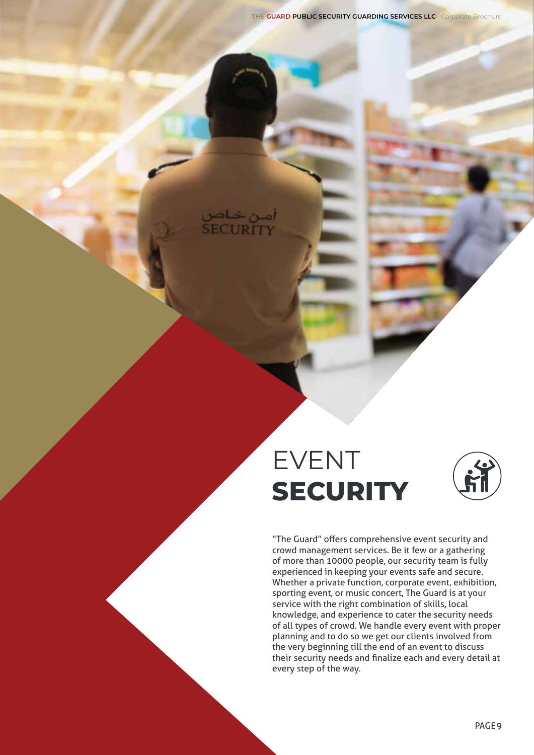# EVENT **SECURITY**

"The Guard" offers comprehensive event security and crowd management services. Be it few or a gathering of more than 10000 people, our security team is fully experienced in keeping your events safe and secure. Whether a private function, corporate event, exhibition, sporting event, or music concert, The Guard is at your service with the right combination of skills, local knowledge, and experience to cater the security needs of all types of crowd. We handle every event with proper planning and to do so we get our clients involved from the very beginning till the end of an event to discuss their security needs and finalize each and every detail at every step of the way.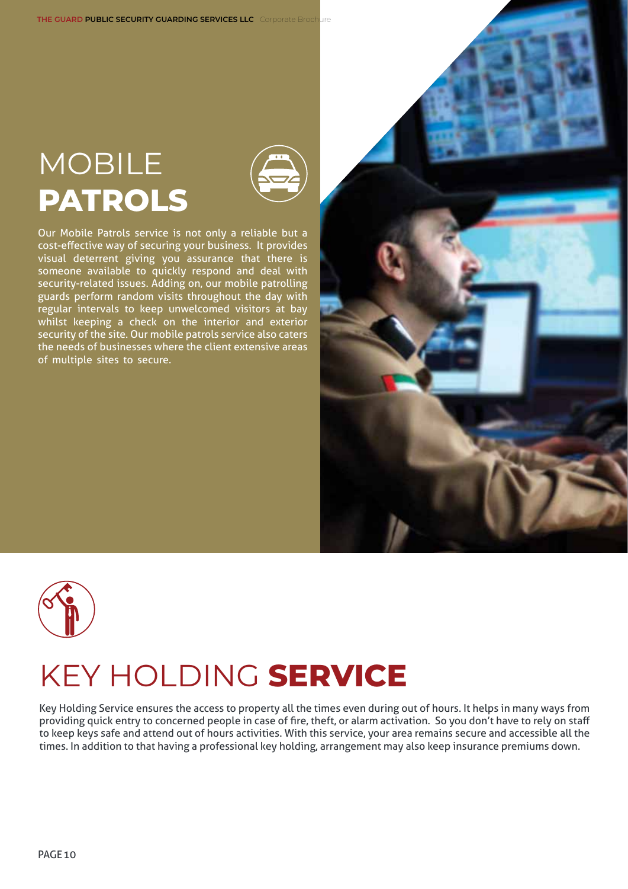# MOBILE **PATROLS**

Our Mobile Patrols service is not only a reliable but a cost-effective way of securing your business. It provides visual deterrent giving you assurance that there is someone available to quickly respond and deal with security-related issues. Adding on, our mobile patrolling guards perform random visits throughout the day with regular intervals to keep unwelcomed visitors at bay whilst keeping a check on the interior and exterior security of the site. Our mobile patrols service also caters the needs of businesses where the client extensive areas of multiple sites to secure.

# KEY HOLDING **SERVICE**

Key Holding Service ensures the access to property all the times even during out of hours. It helps in many ways from providing quick entry to concerned people in case of fire, theft, or alarm activation. So you don't have to rely on staff to keep keys safe and attend out of hours activities. With this service, your area remains secure and accessible all the times. In addition to that having a professional key holding, arrangement may also keep insurance premiums down.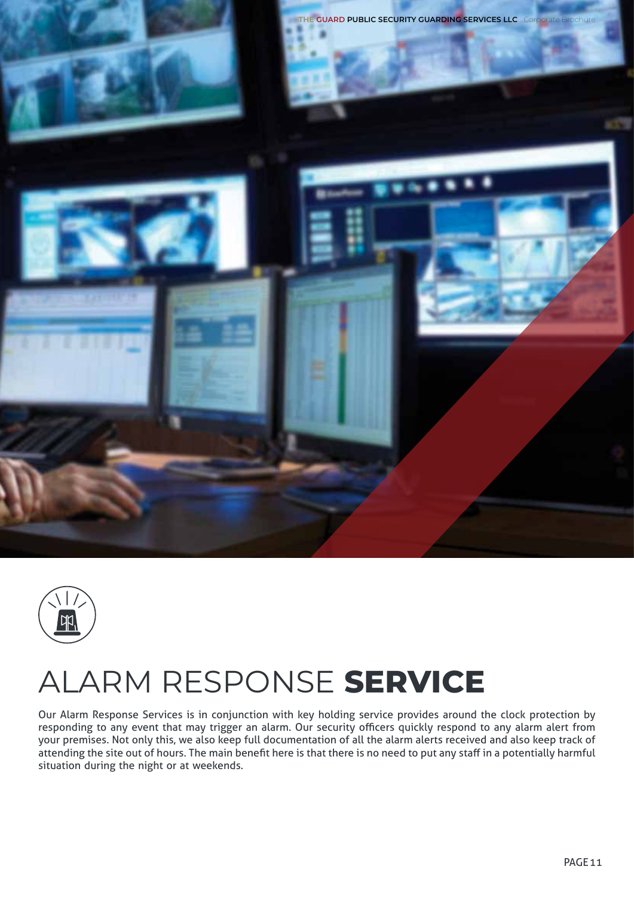# ALARM RESPONSE **SERVICE**

Our Alarm Response Services is in conjunction with key holding service provides around the clock protection by responding to any event that may trigger an alarm. Our security officers quickly respond to any alarm alert from your premises. Not only this, we also keep full documentation of all the alarm alerts received and also keep track of attending the site out of hours. The main benefit here is that there is no need to put any staff in a potentially harmful situation during the night or at weekends.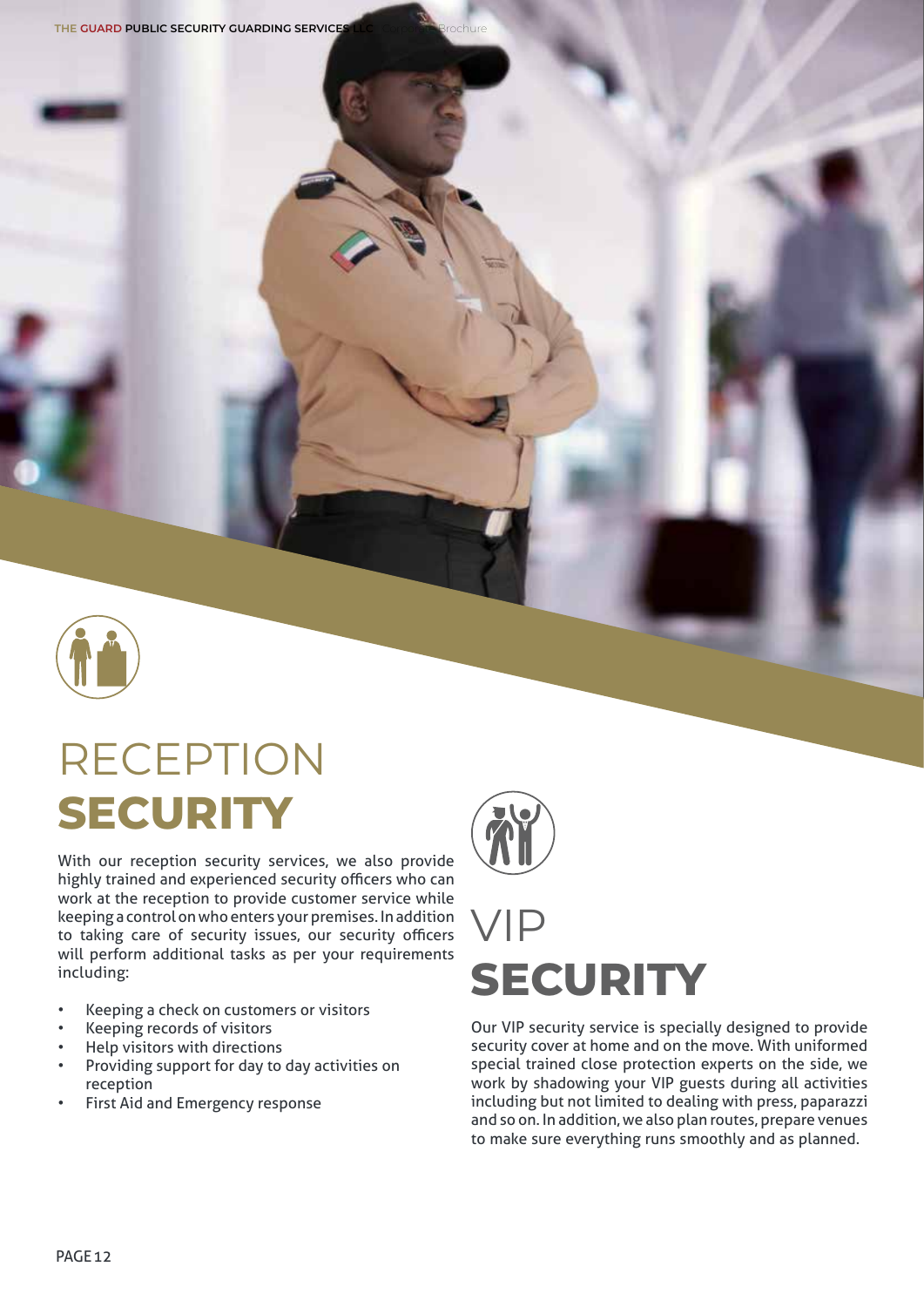# RECEPTION **SECURITY**

With our reception security services, we also provide highly trained and experienced security officers who can work at the reception to provide customer service while keeping a control on who enters your premises. In addition to taking care of security issues, our security officers will perform additional tasks as per your requirements including:

- Keeping a check on customers or visitors
- Keeping records of visitors
- Help visitors with directions
- Providing support for day to day activities on reception
- First Aid and Emergency response

# VIP **SECURITY**

Our VIP security service is specially designed to provide security cover at home and on the move. With uniformed special trained close protection experts on the side, we work by shadowing your VIP guests during all activities including but not limited to dealing with press, paparazzi and so on. In addition, we also plan routes, prepare venues to make sure everything runs smoothly and as planned.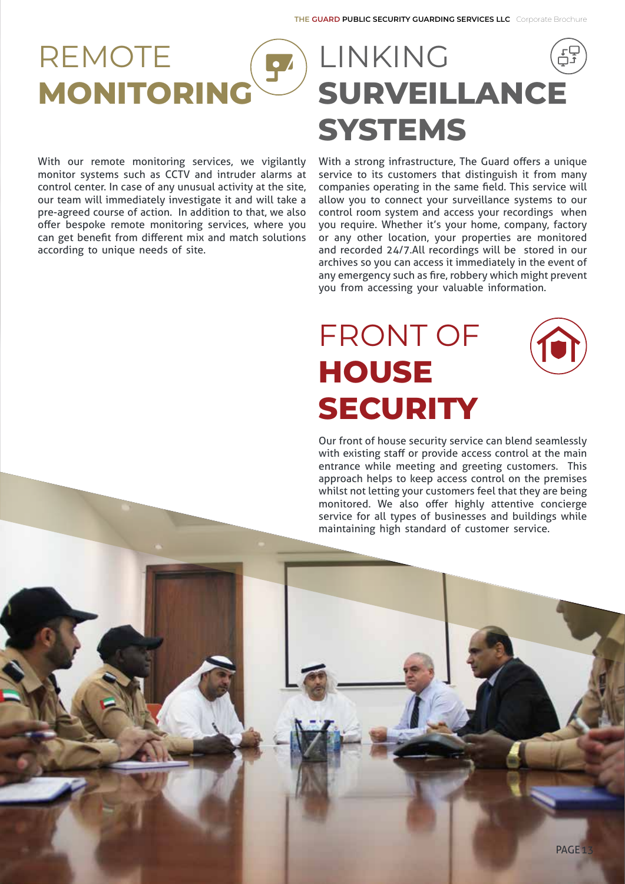# REMOTE **MONITORING**

With our remote monitoring services, we vigilantly monitor systems such as CCTV and intruder alarms at control center. In case of any unusual activity at the site, our team will immediately investigate it and will take a pre-agreed course of action. In addition to that, we also offer bespoke remote monitoring services, where you can get benefit from different mix and match solutions according to unique needs of site.

# LINKING **SURVEILLANCE SYSTEMS**

With a strong infrastructure, The Guard offers a unique service to its customers that distinguish it from many companies operating in the same field. This service will allow you to connect your surveillance systems to our control room system and access your recordings when you require. Whether it's your home, company, factory or any other location, your properties are monitored and recorded 24/7.All recordings will be stored in our archives so you can access it immediately in the event of any emergency such as fire, robbery which might prevent you from accessing your valuable information.

# FRONT OF **HOUSE SECURITY**

Our front of house security service can blend seamlessly with existing staff or provide access control at the main entrance while meeting and greeting customers. This approach helps to keep access control on the premises whilst not letting your customers feel that they are being monitored. We also offer highly attentive concierge service for all types of businesses and buildings while maintaining high standard of customer service.